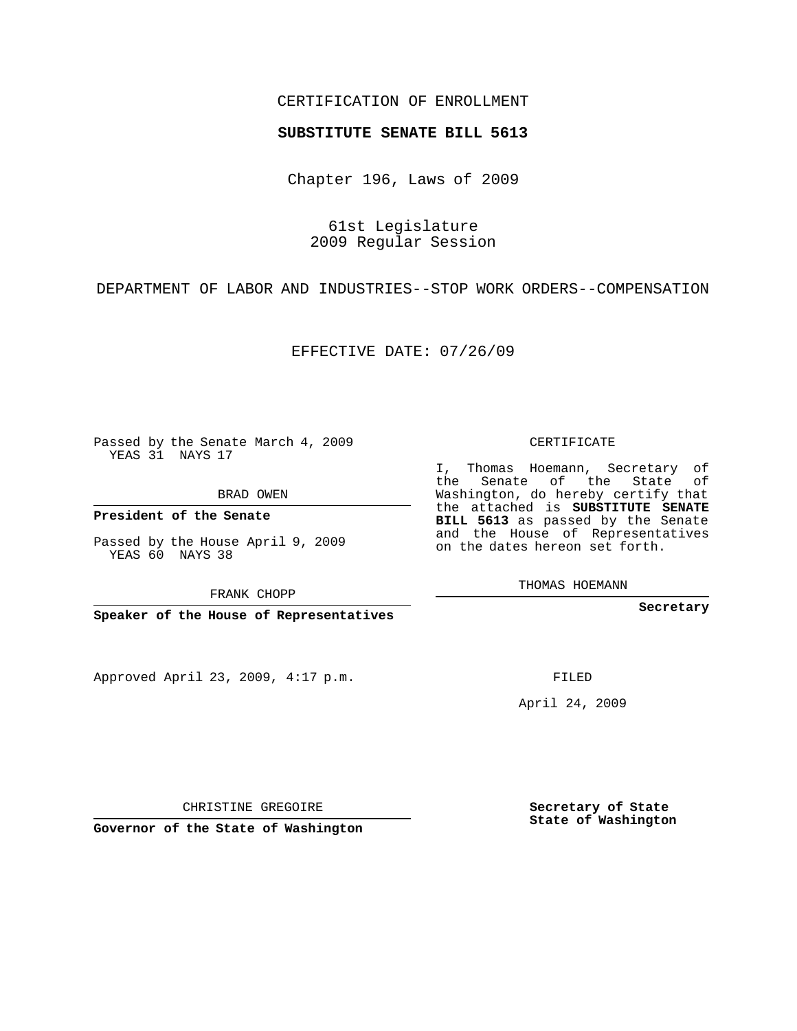CERTIFICATION OF ENROLLMENT

**SUBSTITUTE SENATE BILL 5613**

Chapter 196, Laws of 2009

61st Legislature
2009 Regular Session

DEPARTMENT OF LABOR AND INDUSTRIES--STOP WORK ORDERS--COMPENSATION

EFFECTIVE DATE: 07/26/09

Passed by the Senate March 4, 2009
YEAS 31 NAYS 17

BRAD OWEN

**President of the Senate**

Passed by the House April 9, 2009
YEAS 60 NAYS 38

FRANK CHOPP

**Speaker of the House of Representatives**

Approved April 23, 2009, 4:17 p.m.

CHRISTINE GREGOIRE

**Governor of the State of Washington**

CERTIFICATE

I, Thomas Hoemann, Secretary of the Senate of the State of Washington, do hereby certify that the attached is **SUBSTITUTE SENATE BILL 5613** as passed by the Senate and the House of Representatives on the dates hereon set forth.

THOMAS HOEMANN

**Secretary**

FILED

April 24, 2009

**Secretary of State**
**State of Washington**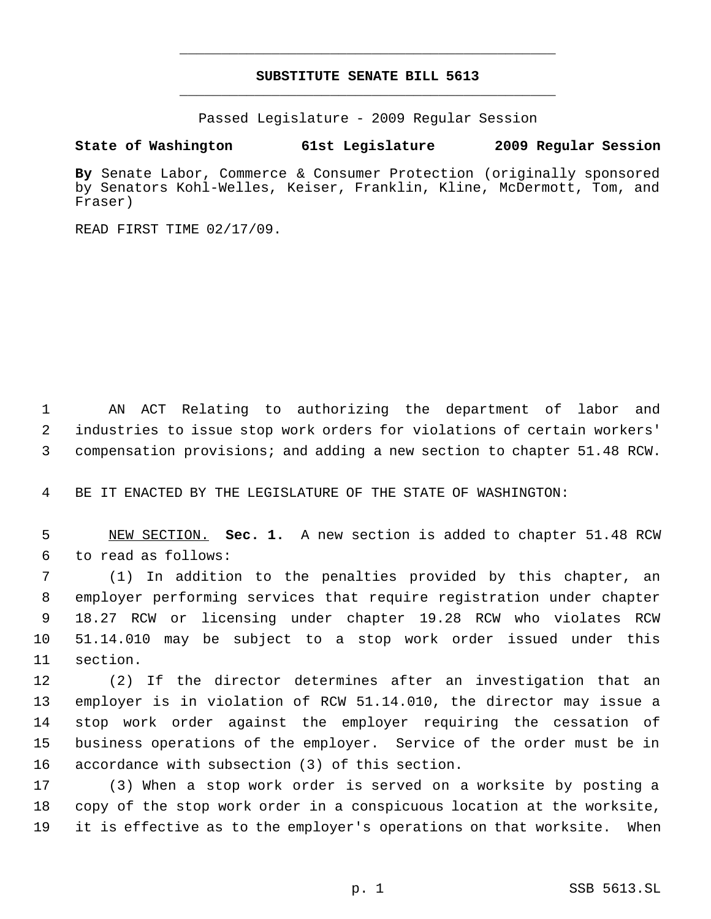# SUBSTITUTE SENATE BILL 5613

Passed Legislature - 2009 Regular Session

**State of Washington 61st Legislature 2009 Regular Session**

**By** Senate Labor, Commerce & Consumer Protection (originally sponsored by Senators Kohl-Welles, Keiser, Franklin, Kline, McDermott, Tom, and Fraser)

READ FIRST TIME 02/17/09.

AN ACT Relating to authorizing the department of labor and industries to issue stop work orders for violations of certain workers' compensation provisions; and adding a new section to chapter 51.48 RCW.

BE IT ENACTED BY THE LEGISLATURE OF THE STATE OF WASHINGTON:

NEW SECTION. **Sec. 1.** A new section is added to chapter 51.48 RCW to read as follows:

(1) In addition to the penalties provided by this chapter, an employer performing services that require registration under chapter 18.27 RCW or licensing under chapter 19.28 RCW who violates RCW 51.14.010 may be subject to a stop work order issued under this section.

(2) If the director determines after an investigation that an employer is in violation of RCW 51.14.010, the director may issue a stop work order against the employer requiring the cessation of business operations of the employer. Service of the order must be in accordance with subsection (3) of this section.

(3) When a stop work order is served on a worksite by posting a copy of the stop work order in a conspicuous location at the worksite, it is effective as to the employer's operations on that worksite. When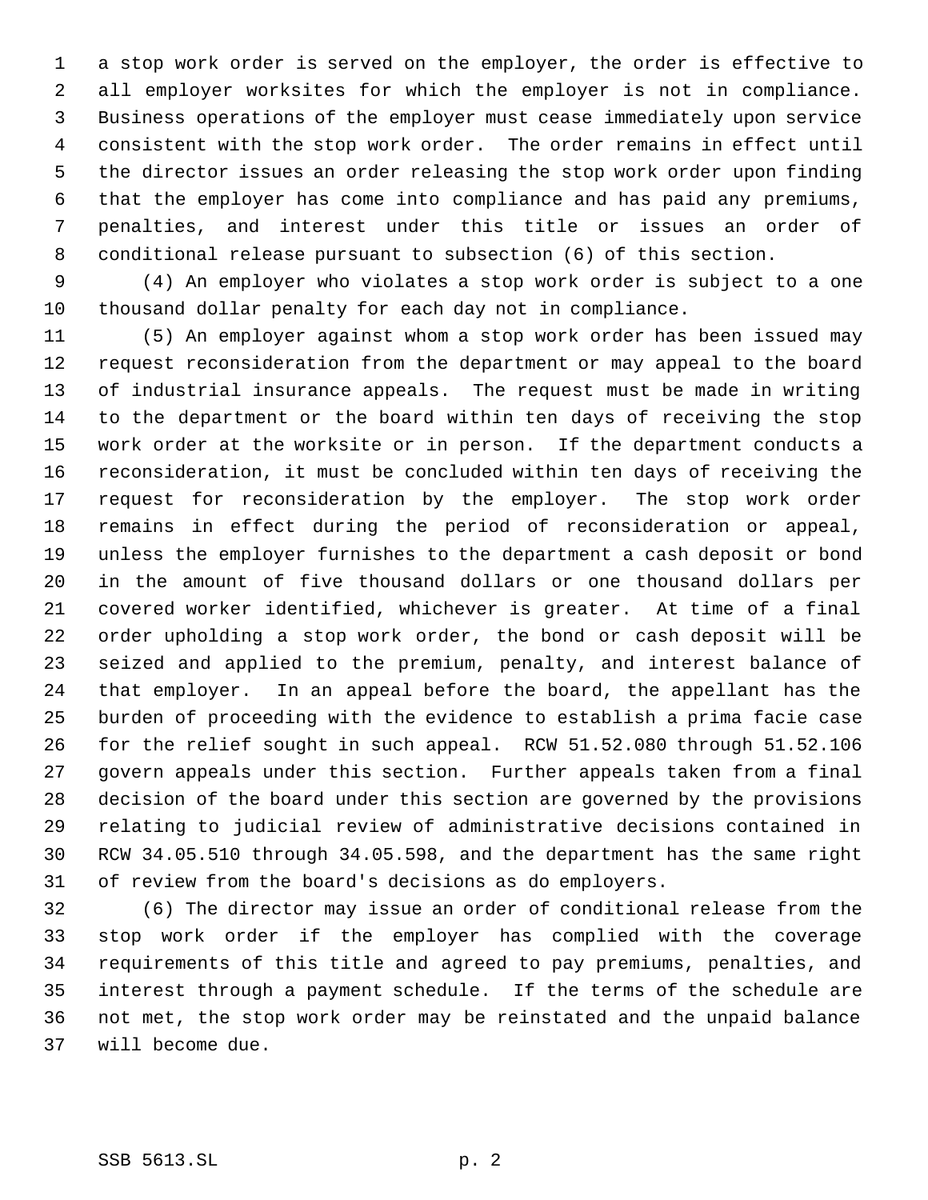a stop work order is served on the employer, the order is effective to all employer worksites for which the employer is not in compliance. Business operations of the employer must cease immediately upon service consistent with the stop work order. The order remains in effect until the director issues an order releasing the stop work order upon finding that the employer has come into compliance and has paid any premiums, penalties, and interest under this title or issues an order of conditional release pursuant to subsection (6) of this section.

(4) An employer who violates a stop work order is subject to a one thousand dollar penalty for each day not in compliance.

(5) An employer against whom a stop work order has been issued may request reconsideration from the department or may appeal to the board of industrial insurance appeals. The request must be made in writing to the department or the board within ten days of receiving the stop work order at the worksite or in person. If the department conducts a reconsideration, it must be concluded within ten days of receiving the request for reconsideration by the employer. The stop work order remains in effect during the period of reconsideration or appeal, unless the employer furnishes to the department a cash deposit or bond in the amount of five thousand dollars or one thousand dollars per covered worker identified, whichever is greater. At time of a final order upholding a stop work order, the bond or cash deposit will be seized and applied to the premium, penalty, and interest balance of that employer. In an appeal before the board, the appellant has the burden of proceeding with the evidence to establish a prima facie case for the relief sought in such appeal. RCW 51.52.080 through 51.52.106 govern appeals under this section. Further appeals taken from a final decision of the board under this section are governed by the provisions relating to judicial review of administrative decisions contained in RCW 34.05.510 through 34.05.598, and the department has the same right of review from the board's decisions as do employers.

(6) The director may issue an order of conditional release from the stop work order if the employer has complied with the coverage requirements of this title and agreed to pay premiums, penalties, and interest through a payment schedule. If the terms of the schedule are not met, the stop work order may be reinstated and the unpaid balance will become due.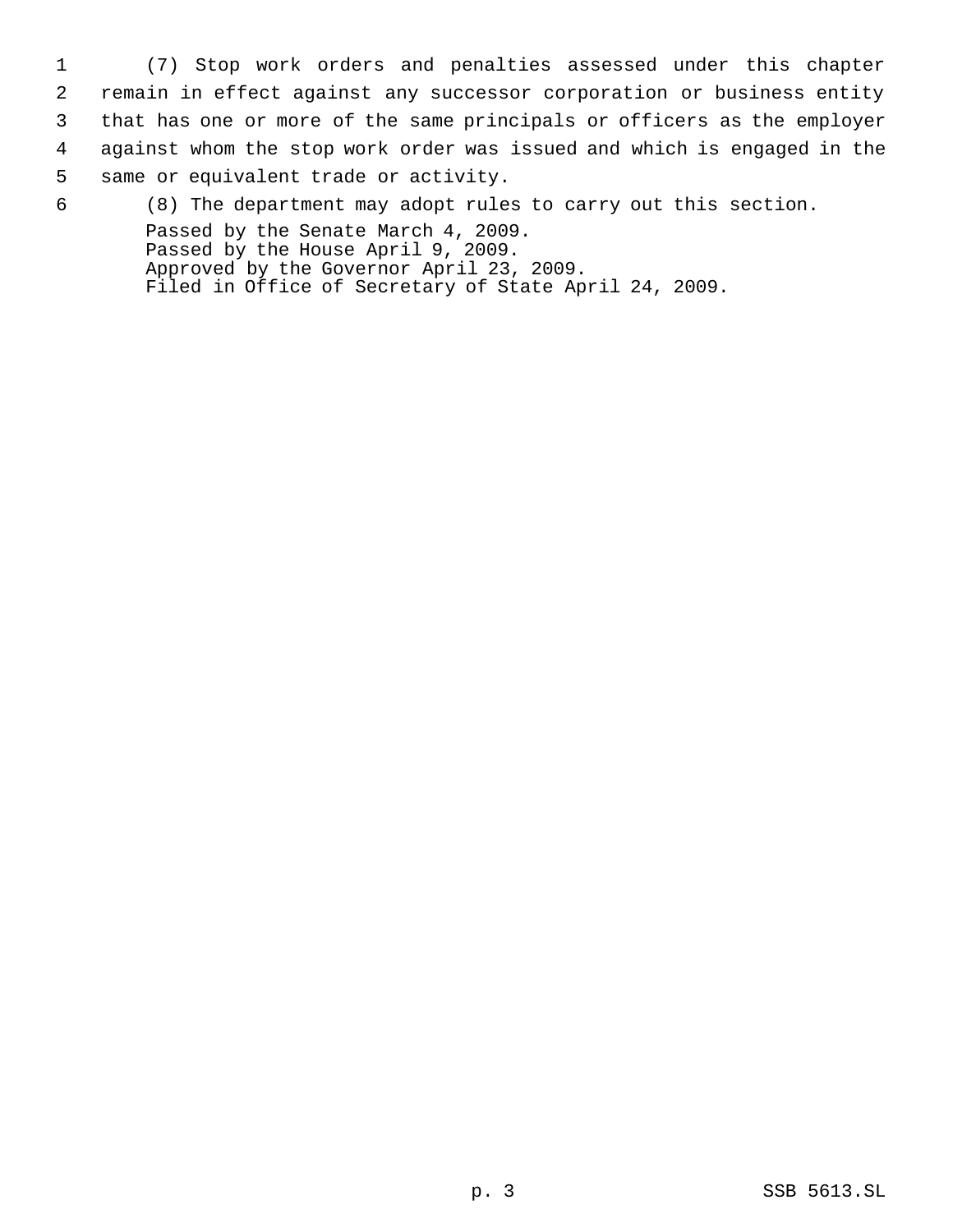(7) Stop work orders and penalties assessed under this chapter remain in effect against any successor corporation or business entity that has one or more of the same principals or officers as the employer against whom the stop work order was issued and which is engaged in the same or equivalent trade or activity.

(8) The department may adopt rules to carry out this section.

Passed by the Senate March 4, 2009.
Passed by the House April 9, 2009.
Approved by the Governor April 23, 2009.
Filed in Office of Secretary of State April 24, 2009.